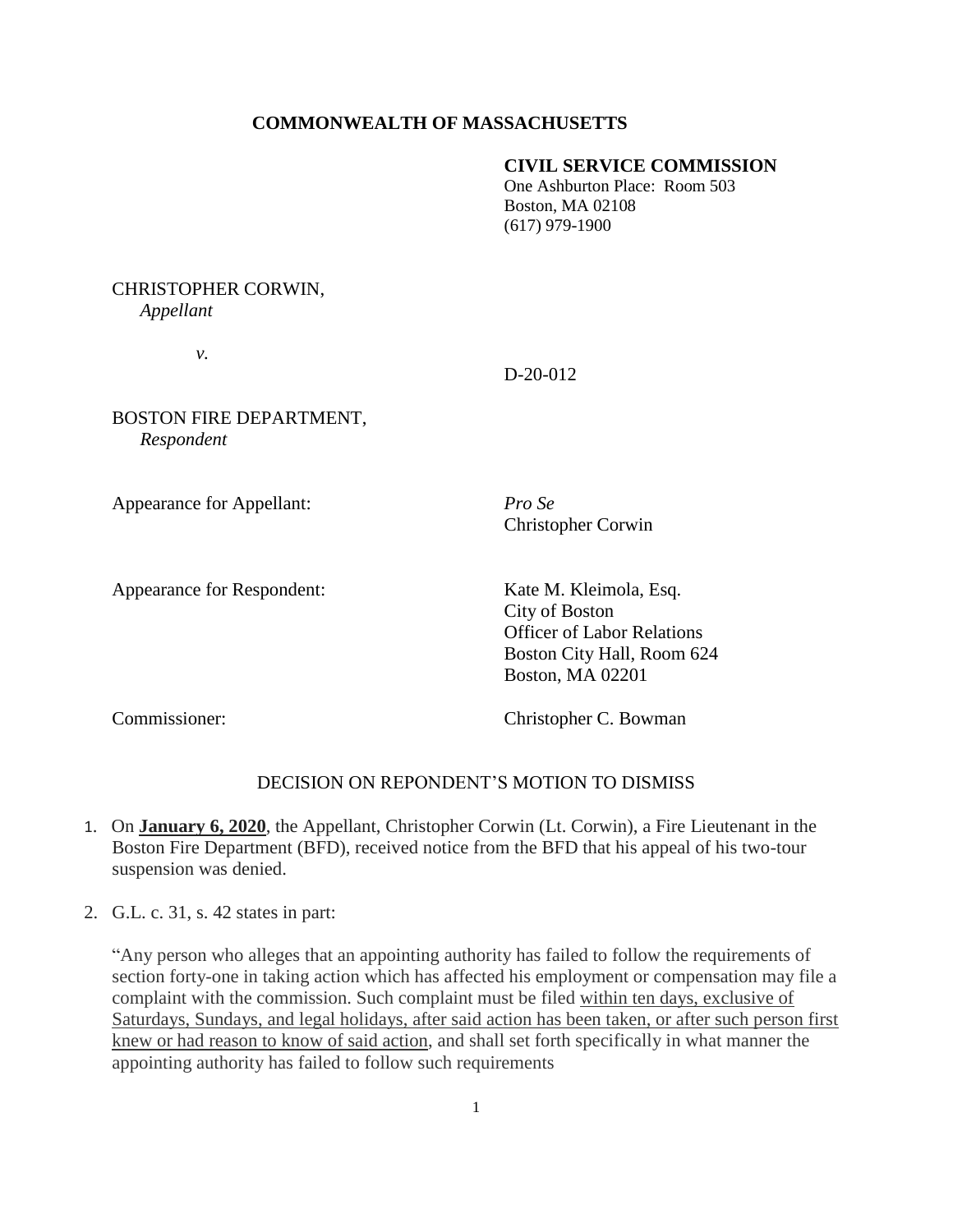**COMMONWEALTH OF MASSACHUSETTS**

**CIVIL SERVICE COMMISSION**
One Ashburton Place: Room 503
Boston, MA 02108
(617) 979-1900

CHRISTOPHER CORWIN,
*Appellant*

*v.*

D-20-012

BOSTON FIRE DEPARTMENT,
*Respondent*

Appearance for Appellant: *Pro Se*
Christopher Corwin

Appearance for Respondent: Kate M. Kleimola, Esq.
City of Boston
Officer of Labor Relations
Boston City Hall, Room 624
Boston, MA 02201

Commissioner: Christopher C. Bowman

DECISION ON REPONDENT'S MOTION TO DISMISS

1. On **January 6, 2020**, the Appellant, Christopher Corwin (Lt. Corwin), a Fire Lieutenant in the Boston Fire Department (BFD), received notice from the BFD that his appeal of his two-tour suspension was denied.

2. G.L. c. 31, s. 42 states in part:

   "Any person who alleges that an appointing authority has failed to follow the requirements of section forty-one in taking action which has affected his employment or compensation may file a complaint with the commission. Such complaint must be filed within ten days, exclusive of Saturdays, Sundays, and legal holidays, after said action has been taken, or after such person first knew or had reason to know of said action, and shall set forth specifically in what manner the appointing authority has failed to follow such requirements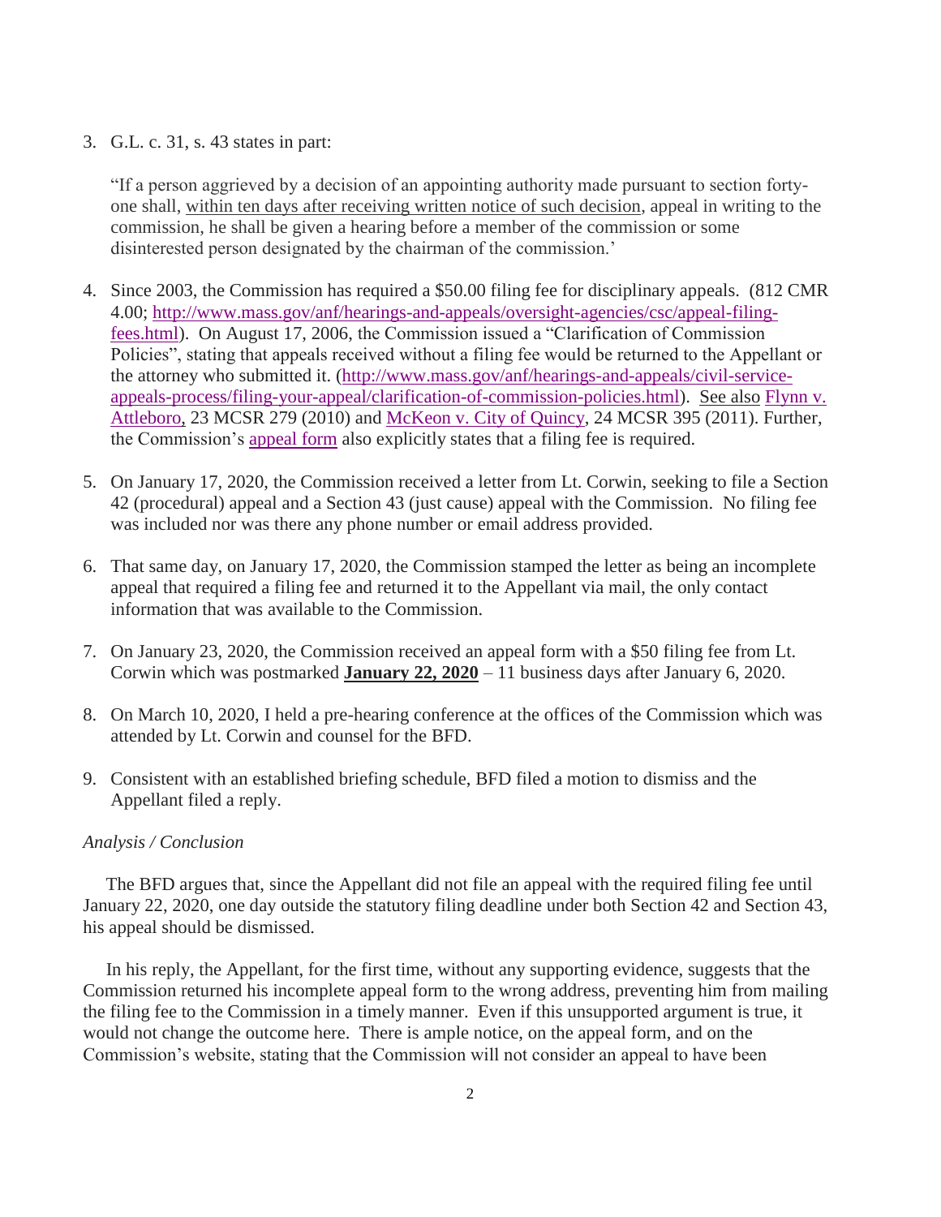3. G.L. c. 31, s. 43 states in part:

   "If a person aggrieved by a decision of an appointing authority made pursuant to section forty-one shall, within ten days after receiving written notice of such decision, appeal in writing to the commission, he shall be given a hearing before a member of the commission or some disinterested person designated by the chairman of the commission.'

4. Since 2003, the Commission has required a $50.00 filing fee for disciplinary appeals. (812 CMR 4.00; http://www.mass.gov/anf/hearings-and-appeals/oversight-agencies/csc/appeal-filing-fees.html). On August 17, 2006, the Commission issued a "Clarification of Commission Policies", stating that appeals received without a filing fee would be returned to the Appellant or the attorney who submitted it. (http://www.mass.gov/anf/hearings-and-appeals/civil-service-appeals-process/filing-your-appeal/clarification-of-commission-policies.html). See also Flynn v. Attleboro, 23 MCSR 279 (2010) and McKeon v. City of Quincy, 24 MCSR 395 (2011). Further, the Commission's appeal form also explicitly states that a filing fee is required.

5. On January 17, 2020, the Commission received a letter from Lt. Corwin, seeking to file a Section 42 (procedural) appeal and a Section 43 (just cause) appeal with the Commission. No filing fee was included nor was there any phone number or email address provided.

6. That same day, on January 17, 2020, the Commission stamped the letter as being an incomplete appeal that required a filing fee and returned it to the Appellant via mail, the only contact information that was available to the Commission.

7. On January 23, 2020, the Commission received an appeal form with a $50 filing fee from Lt. Corwin which was postmarked **January 22, 2020** – 11 business days after January 6, 2020.

8. On March 10, 2020, I held a pre-hearing conference at the offices of the Commission which was attended by Lt. Corwin and counsel for the BFD.

9. Consistent with an established briefing schedule, BFD filed a motion to dismiss and the Appellant filed a reply.

*Analysis / Conclusion*

The BFD argues that, since the Appellant did not file an appeal with the required filing fee until January 22, 2020, one day outside the statutory filing deadline under both Section 42 and Section 43, his appeal should be dismissed.

In his reply, the Appellant, for the first time, without any supporting evidence, suggests that the Commission returned his incomplete appeal form to the wrong address, preventing him from mailing the filing fee to the Commission in a timely manner. Even if this unsupported argument is true, it would not change the outcome here. There is ample notice, on the appeal form, and on the Commission's website, stating that the Commission will not consider an appeal to have been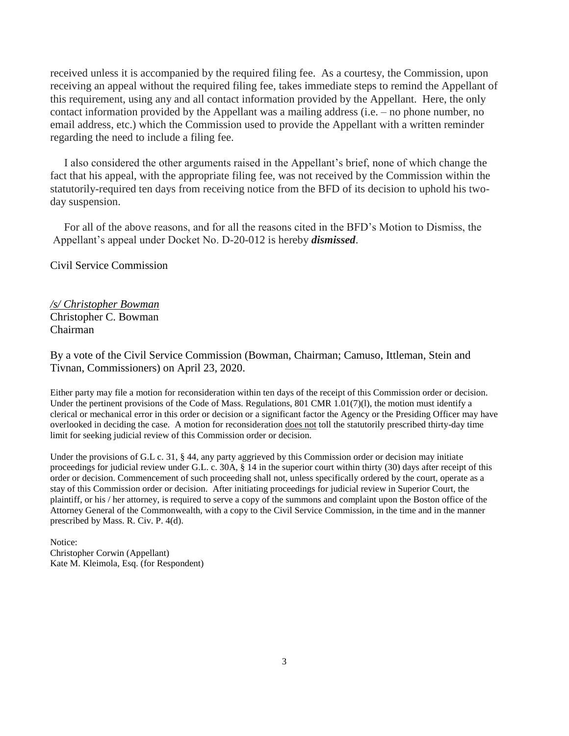received unless it is accompanied by the required filing fee. As a courtesy, the Commission, upon receiving an appeal without the required filing fee, takes immediate steps to remind the Appellant of this requirement, using any and all contact information provided by the Appellant. Here, the only contact information provided by the Appellant was a mailing address (i.e. – no phone number, no email address, etc.) which the Commission used to provide the Appellant with a written reminder regarding the need to include a filing fee.

I also considered the other arguments raised in the Appellant's brief, none of which change the fact that his appeal, with the appropriate filing fee, was not received by the Commission within the statutorily-required ten days from receiving notice from the BFD of its decision to uphold his two-day suspension.

For all of the above reasons, and for all the reasons cited in the BFD's Motion to Dismiss, the Appellant's appeal under Docket No. D-20-012 is hereby ***dismissed***.

Civil Service Commission

*/s/ Christopher Bowman*
Christopher C. Bowman
Chairman

By a vote of the Civil Service Commission (Bowman, Chairman; Camuso, Ittleman, Stein and Tivnan, Commissioners) on April 23, 2020.

Either party may file a motion for reconsideration within ten days of the receipt of this Commission order or decision. Under the pertinent provisions of the Code of Mass. Regulations, 801 CMR 1.01(7)(l), the motion must identify a clerical or mechanical error in this order or decision or a significant factor the Agency or the Presiding Officer may have overlooked in deciding the case. A motion for reconsideration does not toll the statutorily prescribed thirty-day time limit for seeking judicial review of this Commission order or decision.

Under the provisions of G.L c. 31, § 44, any party aggrieved by this Commission order or decision may initiate proceedings for judicial review under G.L. c. 30A, § 14 in the superior court within thirty (30) days after receipt of this order or decision. Commencement of such proceeding shall not, unless specifically ordered by the court, operate as a stay of this Commission order or decision. After initiating proceedings for judicial review in Superior Court, the plaintiff, or his / her attorney, is required to serve a copy of the summons and complaint upon the Boston office of the Attorney General of the Commonwealth, with a copy to the Civil Service Commission, in the time and in the manner prescribed by Mass. R. Civ. P. 4(d).

Notice:
Christopher Corwin (Appellant)
Kate M. Kleimola, Esq. (for Respondent)